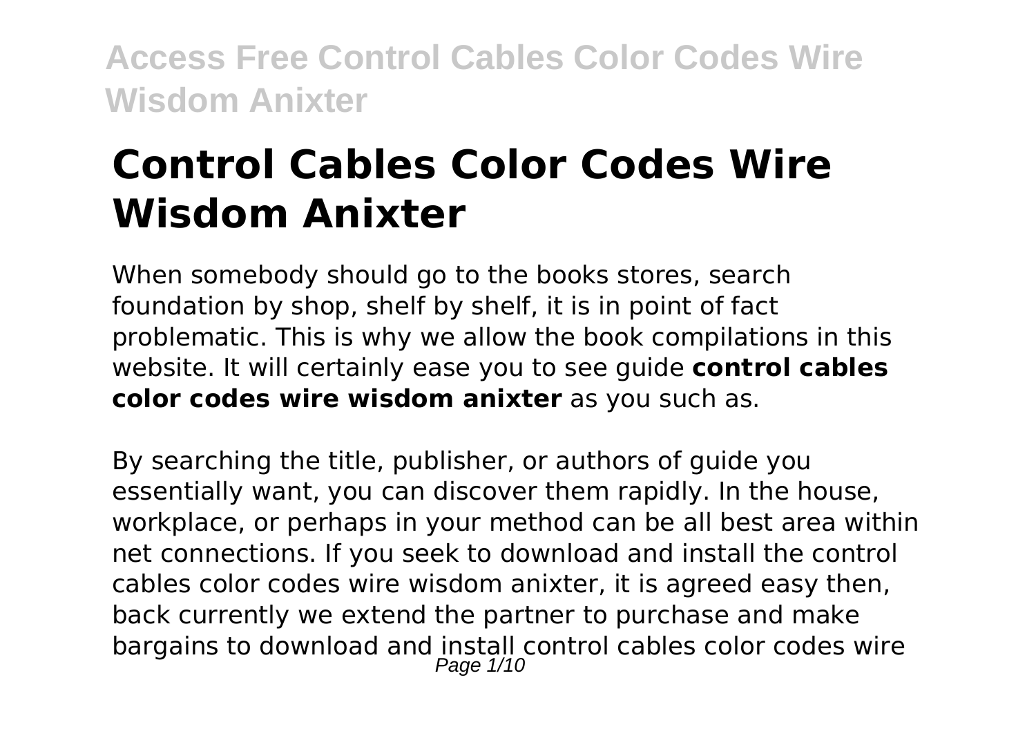# Control Cables Color Codes Wire Wisdom Anixter

When somebody should go to the books stores, search foundation by shop, shelf by shelf, it is in point of fact problematic. This is why we allow the book compilations in this website. It will certainly ease you to see guide **control cables color codes wire wisdom anixter** as you such as.

By searching the title, publisher, or authors of guide you essentially want, you can discover them rapidly. In the house, workplace, or perhaps in your method can be all best area within net connections. If you seek to download and install the control cables color codes wire wisdom anixter, it is agreed easy then, back currently we extend the partner to purchase and make bargains to download and install control cables color codes wire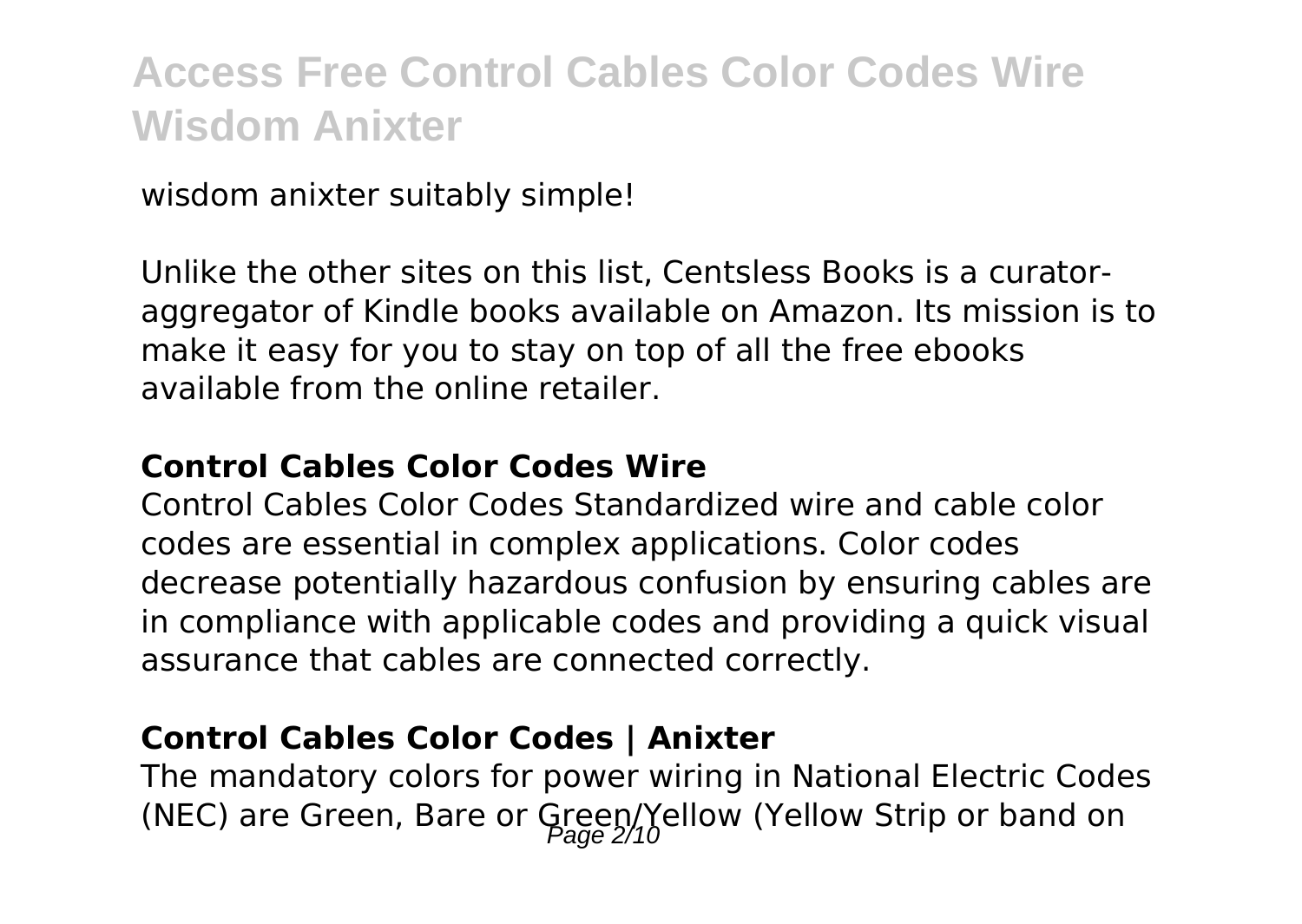wisdom anixter suitably simple!

Unlike the other sites on this list, Centsless Books is a curator-aggregator of Kindle books available on Amazon. Its mission is to make it easy for you to stay on top of all the free ebooks available from the online retailer.

### **Control Cables Color Codes Wire**

Control Cables Color Codes Standardized wire and cable color codes are essential in complex applications. Color codes decrease potentially hazardous confusion by ensuring cables are in compliance with applicable codes and providing a quick visual assurance that cables are connected correctly.

### **Control Cables Color Codes | Anixter**

The mandatory colors for power wiring in National Electric Codes (NEC) are Green, Bare or Green/Yellow (Yellow Strip or band on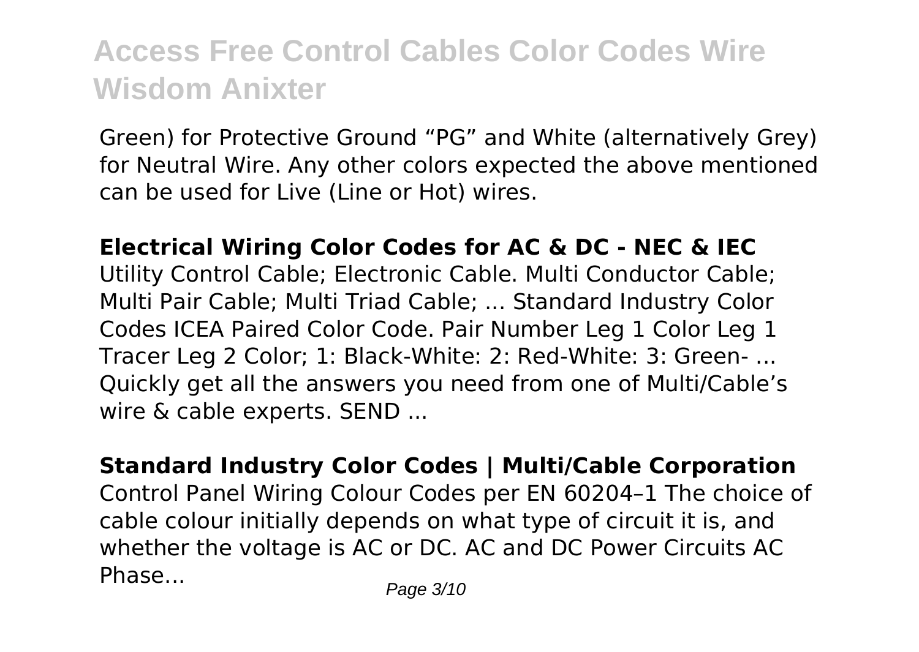Green) for Protective Ground “PG” and White (alternatively Grey) for Neutral Wire. Any other colors expected the above mentioned can be used for Live (Line or Hot) wires.

**Electrical Wiring Color Codes for AC & DC - NEC & IEC**

Utility Control Cable; Electronic Cable. Multi Conductor Cable; Multi Pair Cable; Multi Triad Cable; ... Standard Industry Color Codes ICEA Paired Color Code. Pair Number Leg 1 Color Leg 1 Tracer Leg 2 Color; 1: Black-White: 2: Red-White: 3: Green- ... Quickly get all the answers you need from one of Multi/Cable’s wire & cable experts. SEND ...

**Standard Industry Color Codes | Multi/Cable Corporation**

Control Panel Wiring Colour Codes per EN 60204–1 The choice of cable colour initially depends on what type of circuit it is, and whether the voltage is AC or DC. AC and DC Power Circuits AC Phase...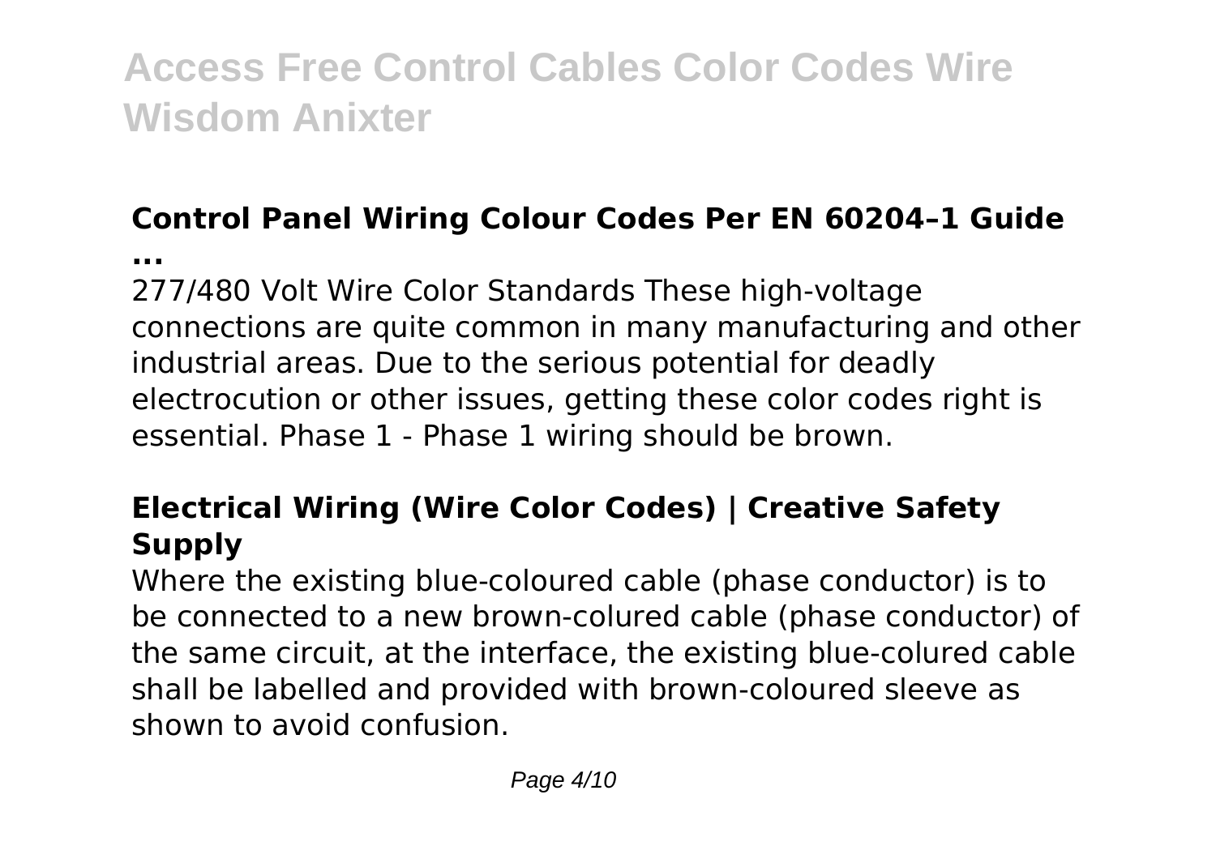## Control Panel Wiring Colour Codes Per EN 60204–1 Guide ...

277/480 Volt Wire Color Standards These high-voltage connections are quite common in many manufacturing and other industrial areas. Due to the serious potential for deadly electrocution or other issues, getting these color codes right is essential. Phase 1 - Phase 1 wiring should be brown.

## Electrical Wiring (Wire Color Codes) | Creative Safety Supply

Where the existing blue-coloured cable (phase conductor) is to be connected to a new brown-colured cable (phase conductor) of the same circuit, at the interface, the existing blue-colured cable shall be labelled and provided with brown-coloured sleeve as shown to avoid confusion.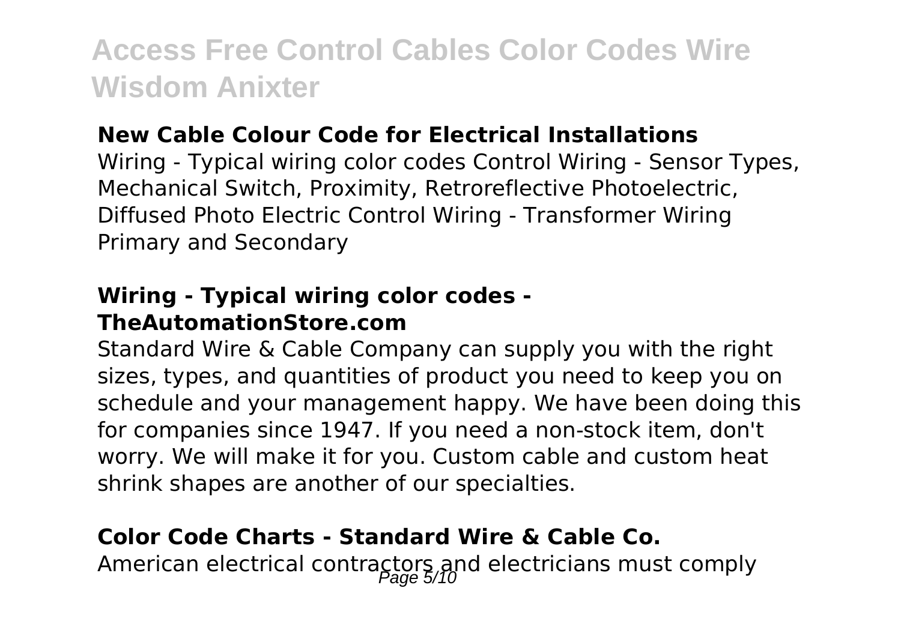### New Cable Colour Code for Electrical Installations

Wiring - Typical wiring color codes Control Wiring - Sensor Types, Mechanical Switch, Proximity, Retroreflective Photoelectric, Diffused Photo Electric Control Wiring - Transformer Wiring Primary and Secondary

### Wiring - Typical wiring color codes - TheAutomationStore.com

Standard Wire & Cable Company can supply you with the right sizes, types, and quantities of product you need to keep you on schedule and your management happy. We have been doing this for companies since 1947. If you need a non-stock item, don't worry. We will make it for you. Custom cable and custom heat shrink shapes are another of our specialties.

### Color Code Charts - Standard Wire & Cable Co.

American electrical contractors and electricians must comply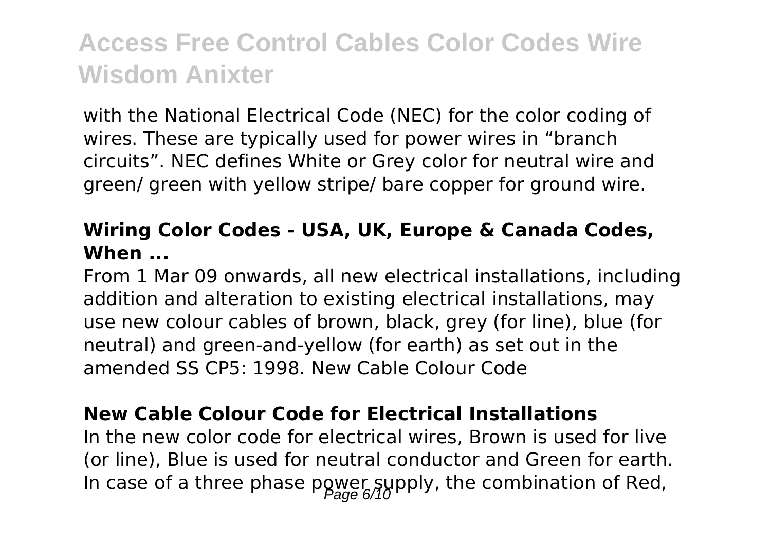with the National Electrical Code (NEC) for the color coding of wires. These are typically used for power wires in "branch circuits". NEC defines White or Grey color for neutral wire and green/ green with yellow stripe/ bare copper for ground wire.

### Wiring Color Codes - USA, UK, Europe & Canada Codes, When ...

From 1 Mar 09 onwards, all new electrical installations, including addition and alteration to existing electrical installations, may use new colour cables of brown, black, grey (for line), blue (for neutral) and green-and-yellow (for earth) as set out in the amended SS CP5: 1998. New Cable Colour Code

### New Cable Colour Code for Electrical Installations

In the new color code for electrical wires, Brown is used for live (or line), Blue is used for neutral conductor and Green for earth. In case of a three phase power supply, the combination of Red,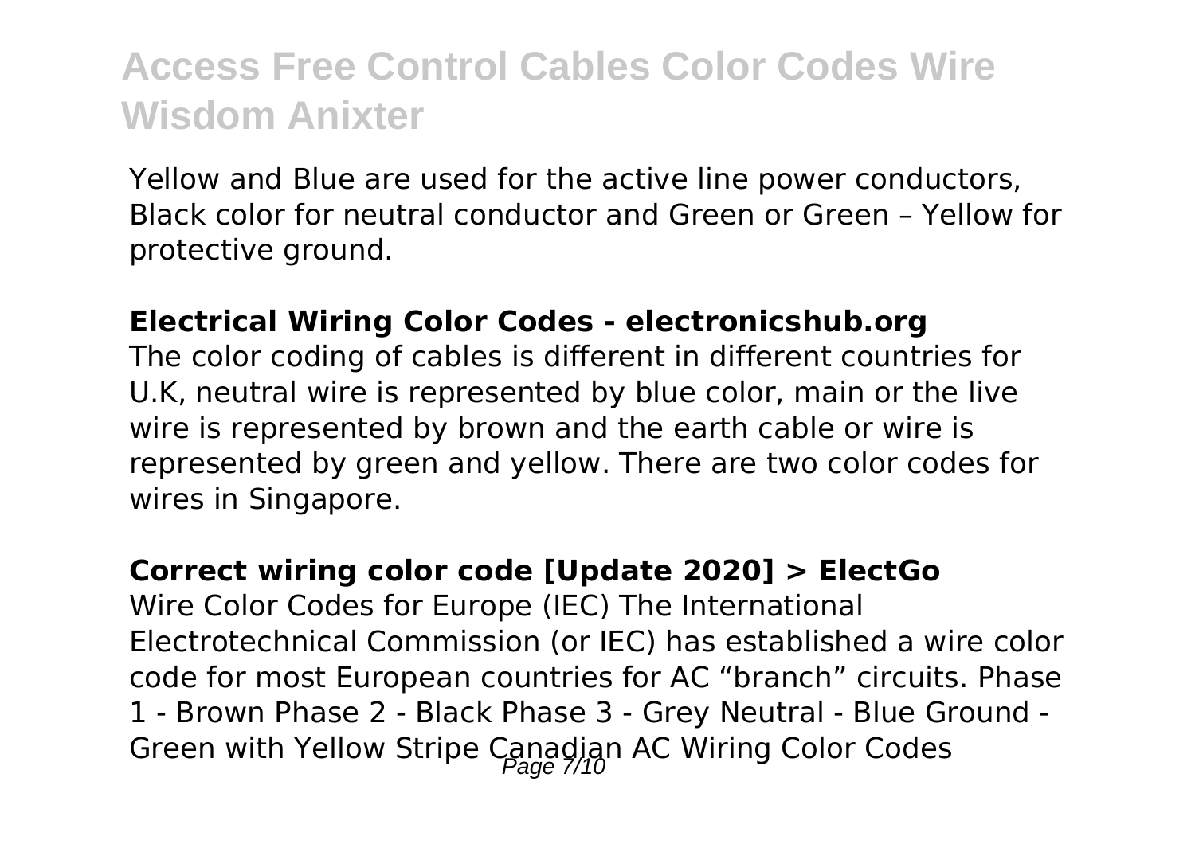Yellow and Blue are used for the active line power conductors, Black color for neutral conductor and Green or Green – Yellow for protective ground.

**Electrical Wiring Color Codes - electronicshub.org**

The color coding of cables is different in different countries for U.K, neutral wire is represented by blue color, main or the live wire is represented by brown and the earth cable or wire is represented by green and yellow. There are two color codes for wires in Singapore.

**Correct wiring color code [Update 2020] > ElectGo**

Wire Color Codes for Europe (IEC) The International Electrotechnical Commission (or IEC) has established a wire color code for most European countries for AC "branch" circuits. Phase 1 - Brown Phase 2 - Black Phase 3 - Grey Neutral - Blue Ground - Green with Yellow Stripe Canadian AC Wiring Color Codes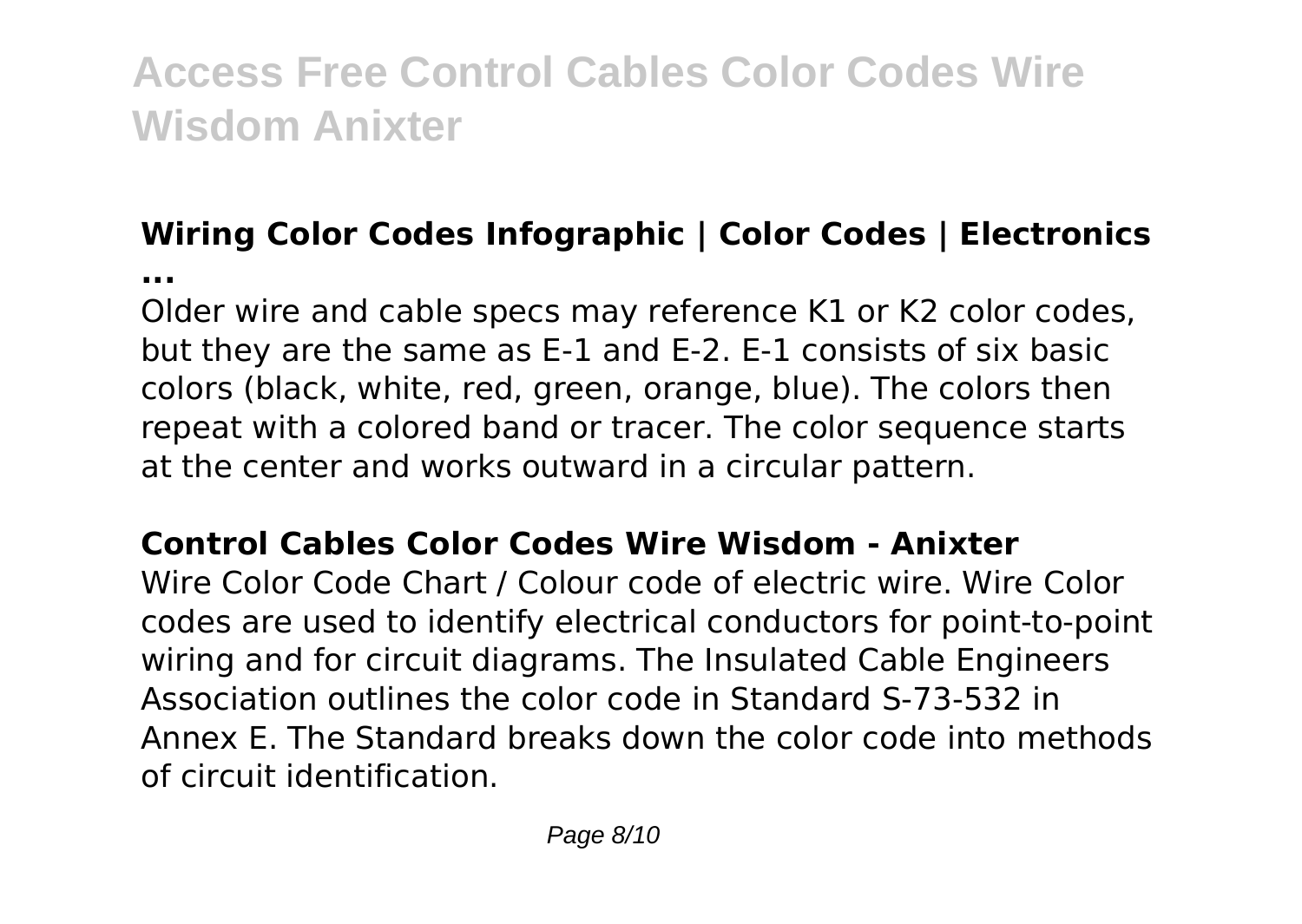## Wiring Color Codes Infographic | Color Codes | Electronics ...

Older wire and cable specs may reference K1 or K2 color codes, but they are the same as E-1 and E-2. E-1 consists of six basic colors (black, white, red, green, orange, blue). The colors then repeat with a colored band or tracer. The color sequence starts at the center and works outward in a circular pattern.

## Control Cables Color Codes Wire Wisdom - Anixter

Wire Color Code Chart / Colour code of electric wire. Wire Color codes are used to identify electrical conductors for point-to-point wiring and for circuit diagrams. The Insulated Cable Engineers Association outlines the color code in Standard S-73-532 in Annex E. The Standard breaks down the color code into methods of circuit identification.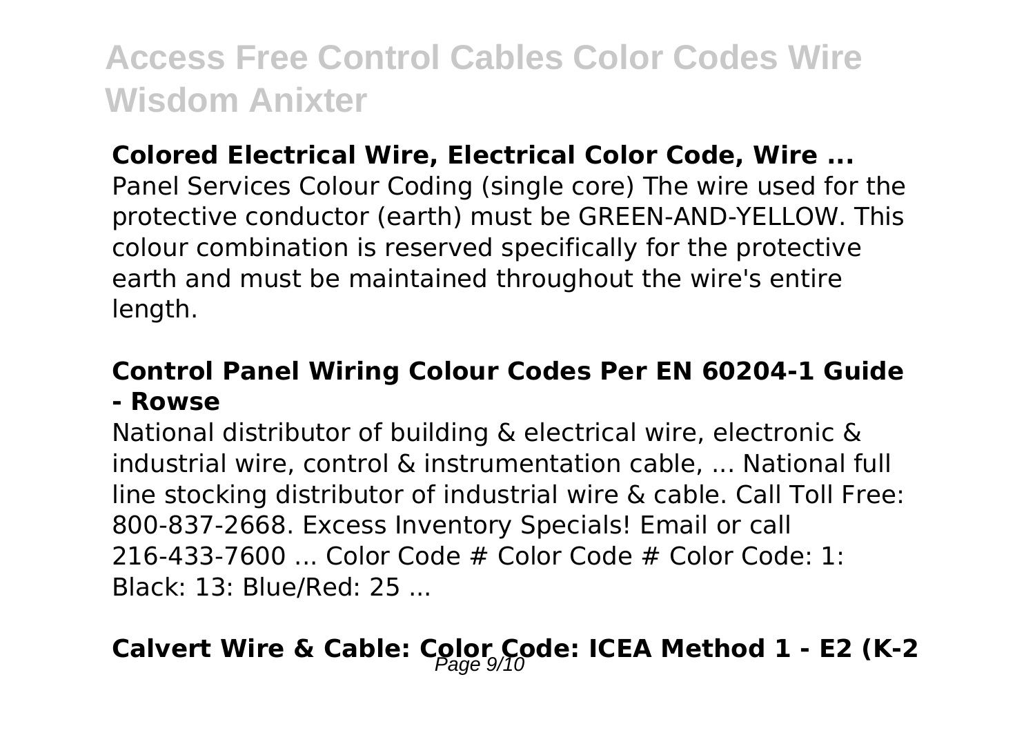**Colored Electrical Wire, Electrical Color Code, Wire ...**

Panel Services Colour Coding (single core) The wire used for the protective conductor (earth) must be GREEN-AND-YELLOW. This colour combination is reserved specifically for the protective earth and must be maintained throughout the wire's entire length.

**Control Panel Wiring Colour Codes Per EN 60204-1 Guide - Rowse**

National distributor of building & electrical wire, electronic & industrial wire, control & instrumentation cable, ... National full line stocking distributor of industrial wire & cable. Call Toll Free: 800-837-2668. Excess Inventory Specials! Email or call 216-433-7600 ... Color Code # Color Code # Color Code: 1: Black: 13: Blue/Red: 25 ...

**Calvert Wire & Cable: Color Code: ICEA Method 1 - E2 (K-2**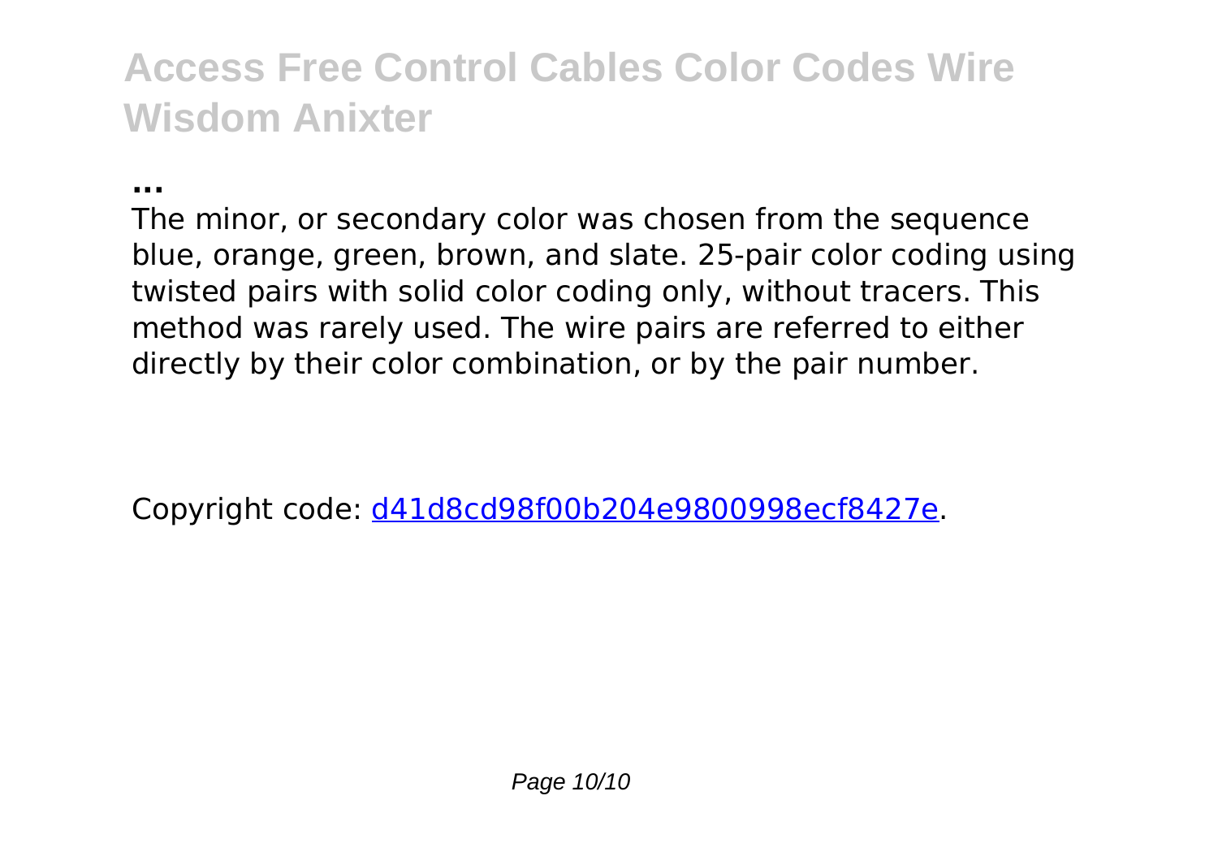**...**

The minor, or secondary color was chosen from the sequence blue, orange, green, brown, and slate. 25-pair color coding using twisted pairs with solid color coding only, without tracers. This method was rarely used. The wire pairs are referred to either directly by their color combination, or by the pair number.

Copyright code: d41d8cd98f00b204e9800998ecf8427e.